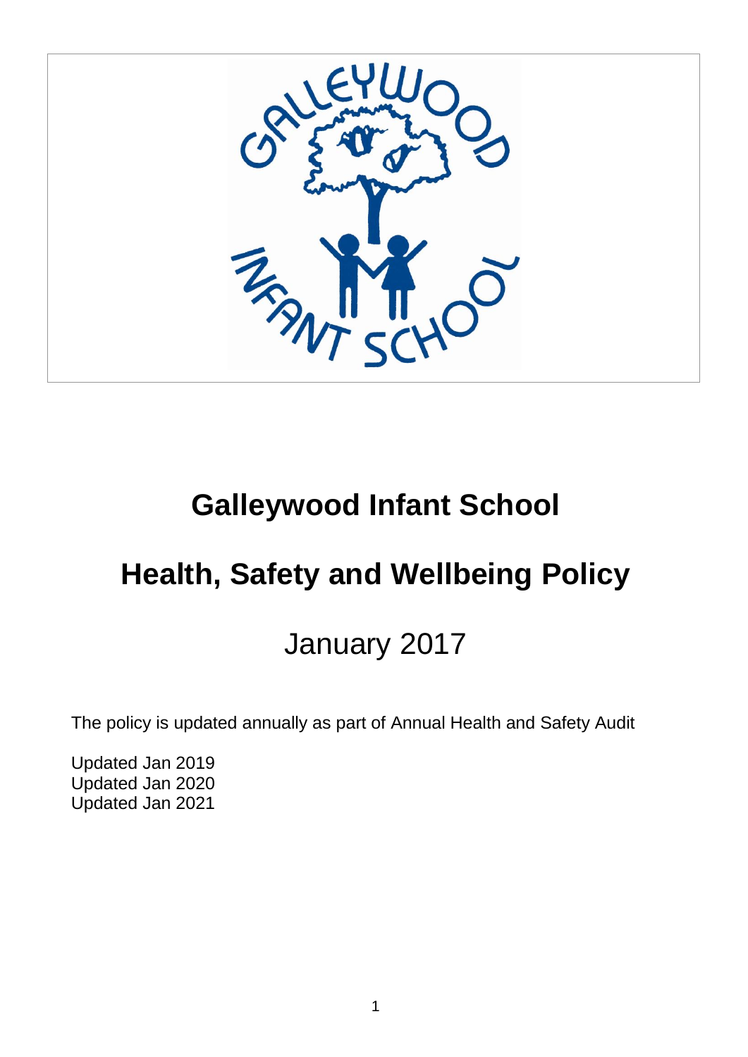# Galleywood Infant School

# Health, Safety and Wellbeing Policy

## January 2017

The policy is updated annually as part of Annual Health and Safety Audit

Updated Jan 2019
Updated Jan 2020
Updated Jan 2021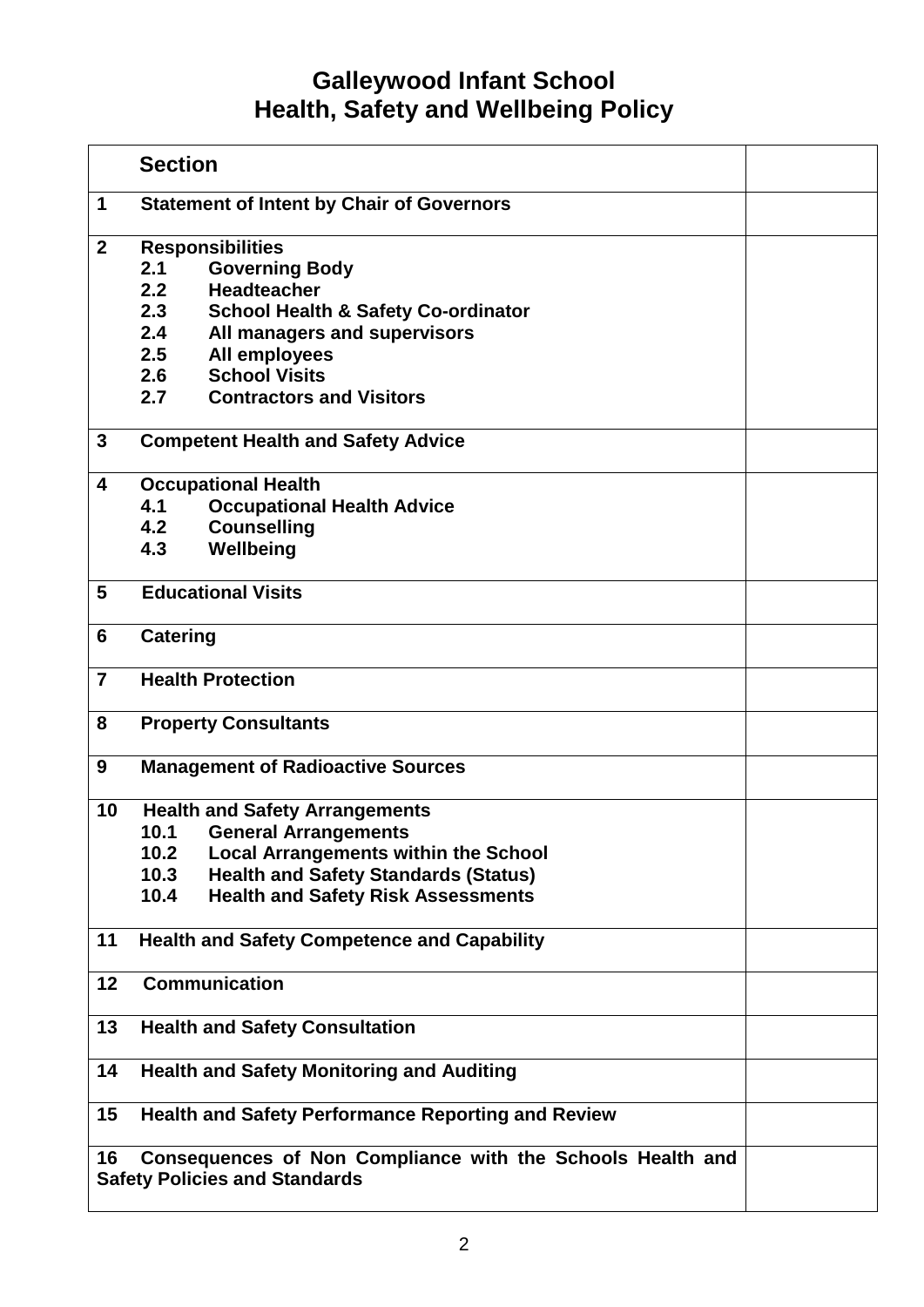# Galleywood Infant School
# Health, Safety and Wellbeing Policy

| Section | |
|---|---|
| **1 Statement of Intent by Chair of Governors** | |
| **2 Responsibilities**<br>**2.1 Governing Body**<br>**2.2 Headteacher**<br>**2.3 School Health & Safety Co-ordinator**<br>**2.4 All managers and supervisors**<br>**2.5 All employees**<br>**2.6 School Visits**<br>**2.7 Contractors and Visitors** | |
| **3 Competent Health and Safety Advice** | |
| **4 Occupational Health**<br>**4.1 Occupational Health Advice**<br>**4.2 Counselling**<br>**4.3 Wellbeing** | |
| **5 Educational Visits** | |
| **6 Catering** | |
| **7 Health Protection** | |
| **8 Property Consultants** | |
| **9 Management of Radioactive Sources** | |
| **10 Health and Safety Arrangements**<br>**10.1 General Arrangements**<br>**10.2 Local Arrangements within the School**<br>**10.3 Health and Safety Standards (Status)**<br>**10.4 Health and Safety Risk Assessments** | |
| **11 Health and Safety Competence and Capability** | |
| **12 Communication** | |
| **13 Health and Safety Consultation** | |
| **14 Health and Safety Monitoring and Auditing** | |
| **15 Health and Safety Performance Reporting and Review** | |
| **16 Consequences of Non Compliance with the Schools Health and Safety Policies and Standards** | |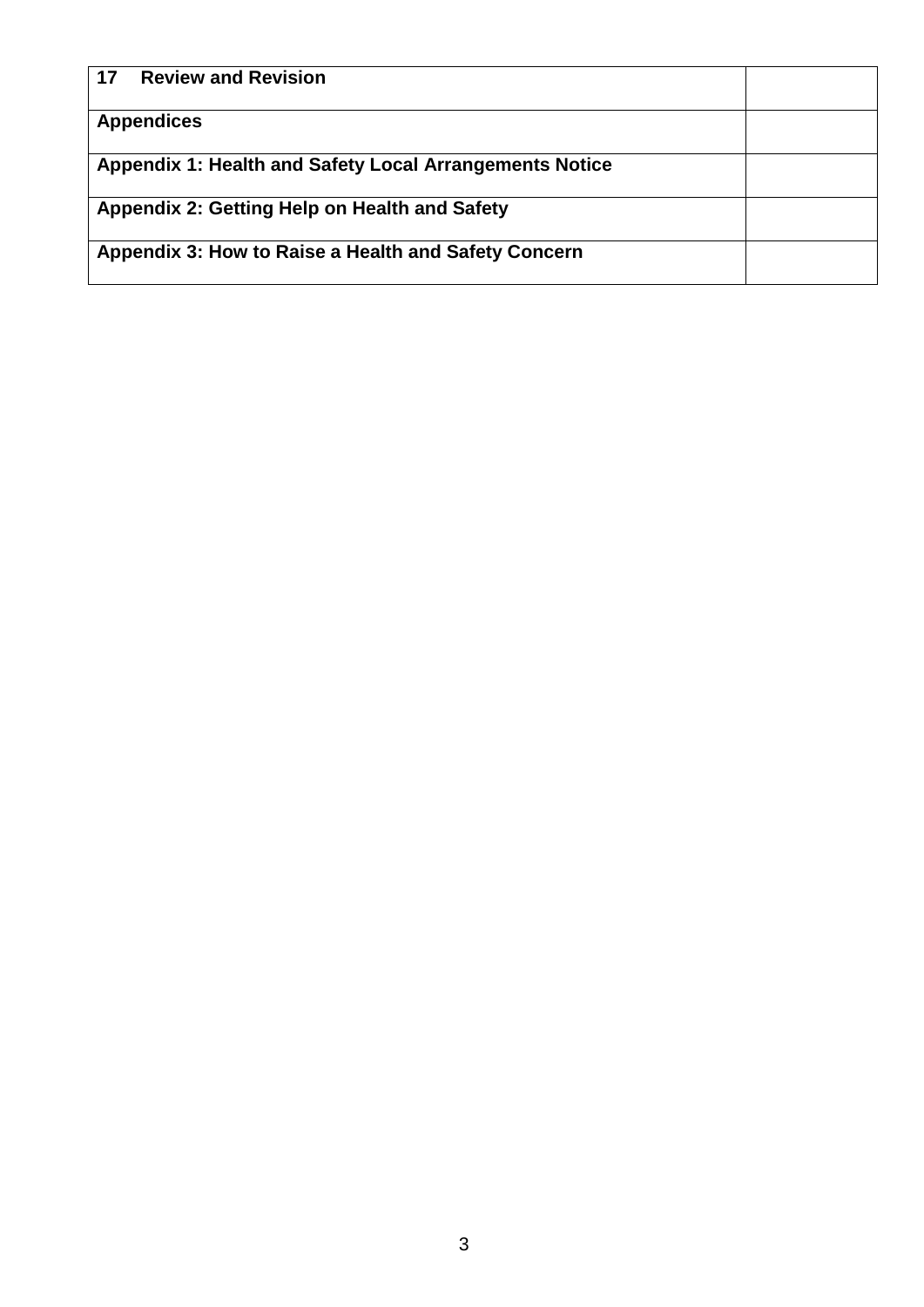| **17 Review and Revision** | |
|---|---|
| **Appendices** | |
| **Appendix 1: Health and Safety Local Arrangements Notice** | |
| **Appendix 2: Getting Help on Health and Safety** | |
| **Appendix 3: How to Raise a Health and Safety Concern** | |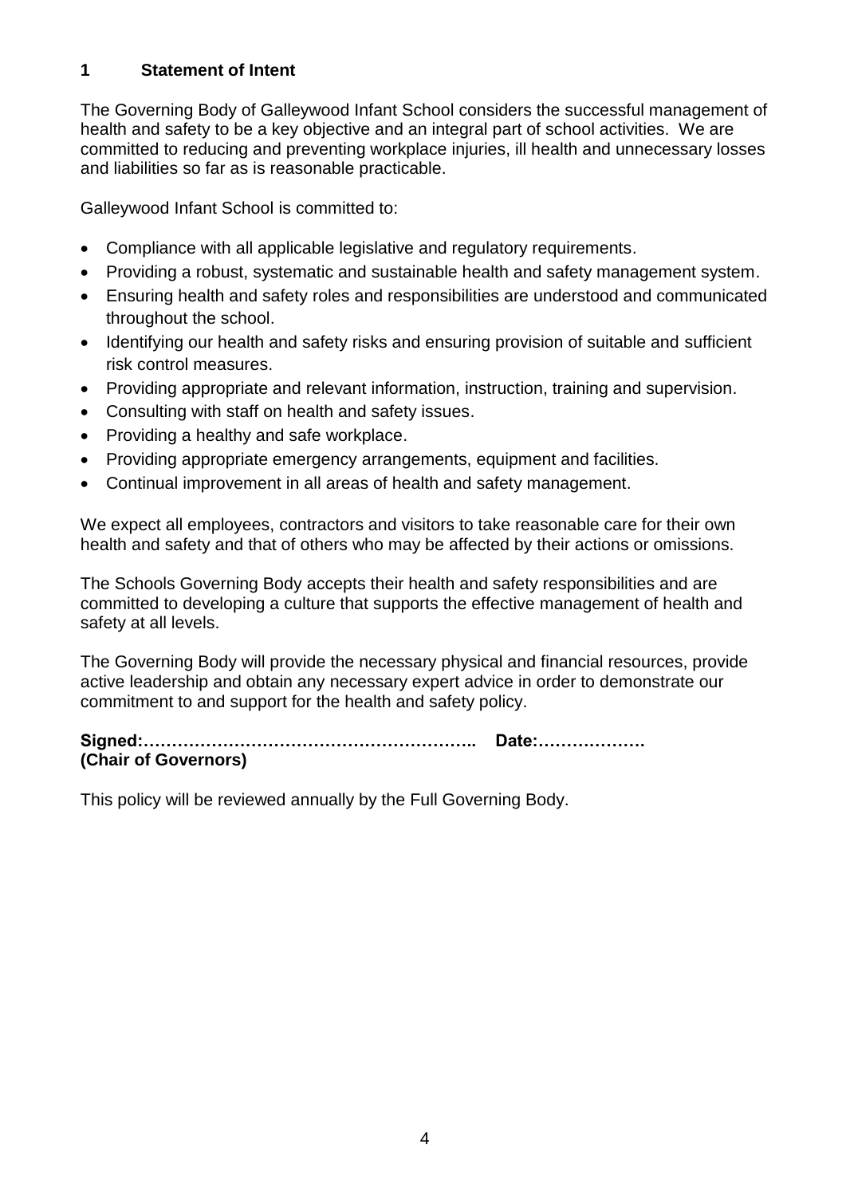## 1 Statement of Intent

The Governing Body of Galleywood Infant School considers the successful management of health and safety to be a key objective and an integral part of school activities. We are committed to reducing and preventing workplace injuries, ill health and unnecessary losses and liabilities so far as is reasonable practicable.

Galleywood Infant School is committed to:

- Compliance with all applicable legislative and regulatory requirements.
- Providing a robust, systematic and sustainable health and safety management system.
- Ensuring health and safety roles and responsibilities are understood and communicated throughout the school.
- Identifying our health and safety risks and ensuring provision of suitable and sufficient risk control measures.
- Providing appropriate and relevant information, instruction, training and supervision.
- Consulting with staff on health and safety issues.
- Providing a healthy and safe workplace.
- Providing appropriate emergency arrangements, equipment and facilities.
- Continual improvement in all areas of health and safety management.

We expect all employees, contractors and visitors to take reasonable care for their own health and safety and that of others who may be affected by their actions or omissions.

The Schools Governing Body accepts their health and safety responsibilities and are committed to developing a culture that supports the effective management of health and safety at all levels.

The Governing Body will provide the necessary physical and financial resources, provide active leadership and obtain any necessary expert advice in order to demonstrate our commitment to and support for the health and safety policy.

**Signed:………………………………………………….. Date:……………….**
**(Chair of Governors)**

This policy will be reviewed annually by the Full Governing Body.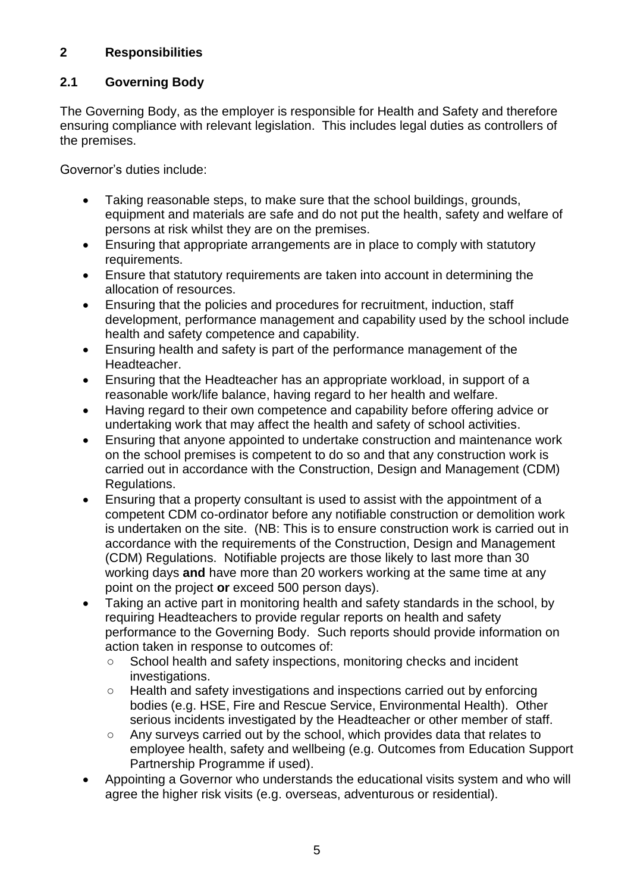## 2 Responsibilities

### 2.1 Governing Body

The Governing Body, as the employer is responsible for Health and Safety and therefore ensuring compliance with relevant legislation. This includes legal duties as controllers of the premises.

Governor's duties include:

- Taking reasonable steps, to make sure that the school buildings, grounds, equipment and materials are safe and do not put the health, safety and welfare of persons at risk whilst they are on the premises.
- Ensuring that appropriate arrangements are in place to comply with statutory requirements.
- Ensure that statutory requirements are taken into account in determining the allocation of resources.
- Ensuring that the policies and procedures for recruitment, induction, staff development, performance management and capability used by the school include health and safety competence and capability.
- Ensuring health and safety is part of the performance management of the Headteacher.
- Ensuring that the Headteacher has an appropriate workload, in support of a reasonable work/life balance, having regard to her health and welfare.
- Having regard to their own competence and capability before offering advice or undertaking work that may affect the health and safety of school activities.
- Ensuring that anyone appointed to undertake construction and maintenance work on the school premises is competent to do so and that any construction work is carried out in accordance with the Construction, Design and Management (CDM) Regulations.
- Ensuring that a property consultant is used to assist with the appointment of a competent CDM co-ordinator before any notifiable construction or demolition work is undertaken on the site. (NB: This is to ensure construction work is carried out in accordance with the requirements of the Construction, Design and Management (CDM) Regulations. Notifiable projects are those likely to last more than 30 working days **and** have more than 20 workers working at the same time at any point on the project **or** exceed 500 person days).
- Taking an active part in monitoring health and safety standards in the school, by requiring Headteachers to provide regular reports on health and safety performance to the Governing Body. Such reports should provide information on action taken in response to outcomes of:
  - School health and safety inspections, monitoring checks and incident investigations.
  - Health and safety investigations and inspections carried out by enforcing bodies (e.g. HSE, Fire and Rescue Service, Environmental Health). Other serious incidents investigated by the Headteacher or other member of staff.
  - Any surveys carried out by the school, which provides data that relates to employee health, safety and wellbeing (e.g. Outcomes from Education Support Partnership Programme if used).
- Appointing a Governor who understands the educational visits system and who will agree the higher risk visits (e.g. overseas, adventurous or residential).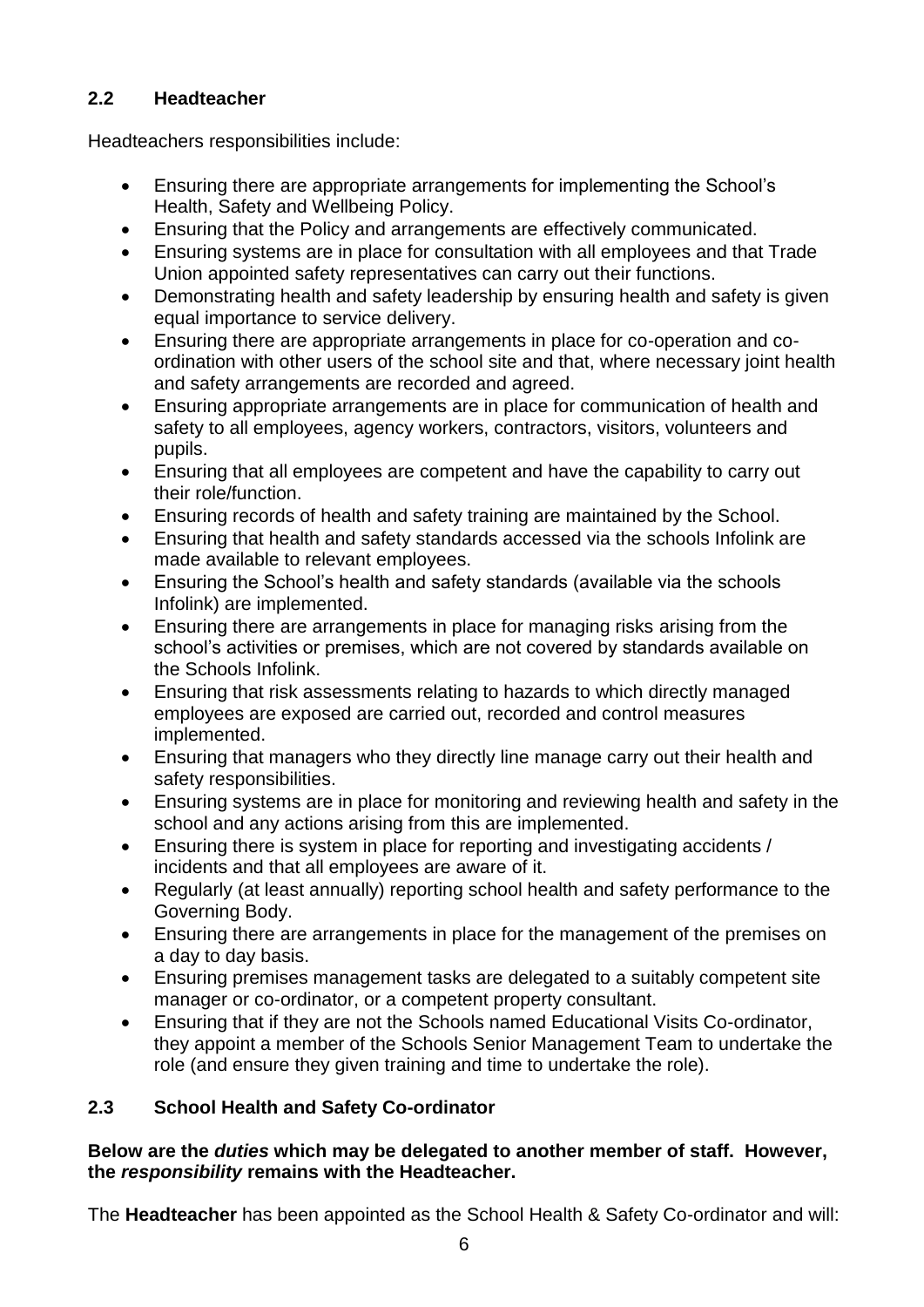## 2.2 Headteacher

Headteachers responsibilities include:

- Ensuring there are appropriate arrangements for implementing the School's Health, Safety and Wellbeing Policy.
- Ensuring that the Policy and arrangements are effectively communicated.
- Ensuring systems are in place for consultation with all employees and that Trade Union appointed safety representatives can carry out their functions.
- Demonstrating health and safety leadership by ensuring health and safety is given equal importance to service delivery.
- Ensuring there are appropriate arrangements in place for co-operation and co-ordination with other users of the school site and that, where necessary joint health and safety arrangements are recorded and agreed.
- Ensuring appropriate arrangements are in place for communication of health and safety to all employees, agency workers, contractors, visitors, volunteers and pupils.
- Ensuring that all employees are competent and have the capability to carry out their role/function.
- Ensuring records of health and safety training are maintained by the School.
- Ensuring that health and safety standards accessed via the schools Infolink are made available to relevant employees.
- Ensuring the School's health and safety standards (available via the schools Infolink) are implemented.
- Ensuring there are arrangements in place for managing risks arising from the school's activities or premises, which are not covered by standards available on the Schools Infolink.
- Ensuring that risk assessments relating to hazards to which directly managed employees are exposed are carried out, recorded and control measures implemented.
- Ensuring that managers who they directly line manage carry out their health and safety responsibilities.
- Ensuring systems are in place for monitoring and reviewing health and safety in the school and any actions arising from this are implemented.
- Ensuring there is system in place for reporting and investigating accidents / incidents and that all employees are aware of it.
- Regularly (at least annually) reporting school health and safety performance to the Governing Body.
- Ensuring there are arrangements in place for the management of the premises on a day to day basis.
- Ensuring premises management tasks are delegated to a suitably competent site manager or co-ordinator, or a competent property consultant.
- Ensuring that if they are not the Schools named Educational Visits Co-ordinator, they appoint a member of the Schools Senior Management Team to undertake the role (and ensure they given training and time to undertake the role).

## 2.3 School Health and Safety Co-ordinator

**Below are the *duties* which may be delegated to another member of staff. However, the *responsibility* remains with the Headteacher.**

The **Headteacher** has been appointed as the School Health & Safety Co-ordinator and will: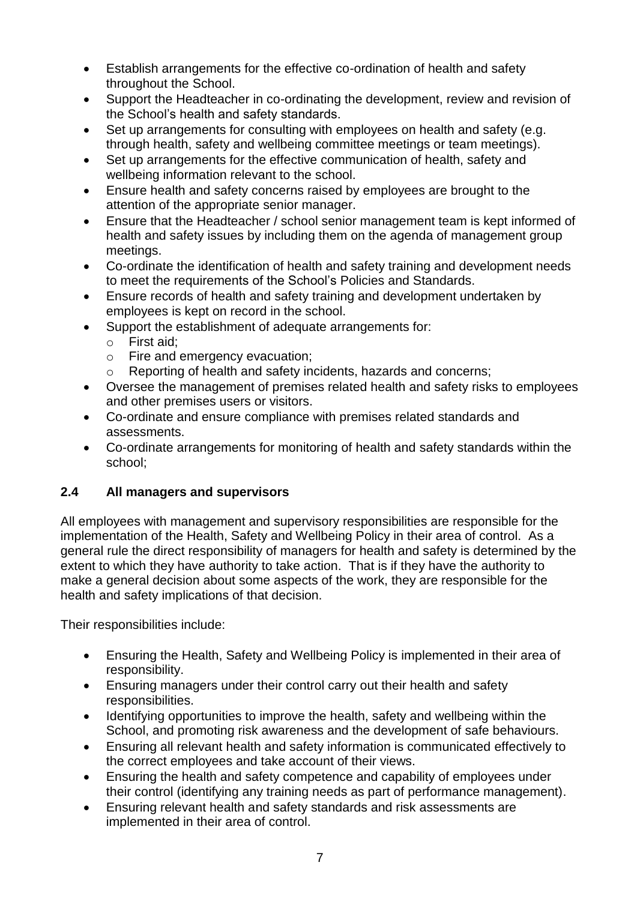- Establish arrangements for the effective co-ordination of health and safety throughout the School.
- Support the Headteacher in co-ordinating the development, review and revision of the School's health and safety standards.
- Set up arrangements for consulting with employees on health and safety (e.g. through health, safety and wellbeing committee meetings or team meetings).
- Set up arrangements for the effective communication of health, safety and wellbeing information relevant to the school.
- Ensure health and safety concerns raised by employees are brought to the attention of the appropriate senior manager.
- Ensure that the Headteacher / school senior management team is kept informed of health and safety issues by including them on the agenda of management group meetings.
- Co-ordinate the identification of health and safety training and development needs to meet the requirements of the School's Policies and Standards.
- Ensure records of health and safety training and development undertaken by employees is kept on record in the school.
- Support the establishment of adequate arrangements for:
  - First aid;
  - Fire and emergency evacuation;
  - Reporting of health and safety incidents, hazards and concerns;
- Oversee the management of premises related health and safety risks to employees and other premises users or visitors.
- Co-ordinate and ensure compliance with premises related standards and assessments.
- Co-ordinate arrangements for monitoring of health and safety standards within the school;

### 2.4 All managers and supervisors

All employees with management and supervisory responsibilities are responsible for the implementation of the Health, Safety and Wellbeing Policy in their area of control. As a general rule the direct responsibility of managers for health and safety is determined by the extent to which they have authority to take action. That is if they have the authority to make a general decision about some aspects of the work, they are responsible for the health and safety implications of that decision.

Their responsibilities include:

- Ensuring the Health, Safety and Wellbeing Policy is implemented in their area of responsibility.
- Ensuring managers under their control carry out their health and safety responsibilities.
- Identifying opportunities to improve the health, safety and wellbeing within the School, and promoting risk awareness and the development of safe behaviours.
- Ensuring all relevant health and safety information is communicated effectively to the correct employees and take account of their views.
- Ensuring the health and safety competence and capability of employees under their control (identifying any training needs as part of performance management).
- Ensuring relevant health and safety standards and risk assessments are implemented in their area of control.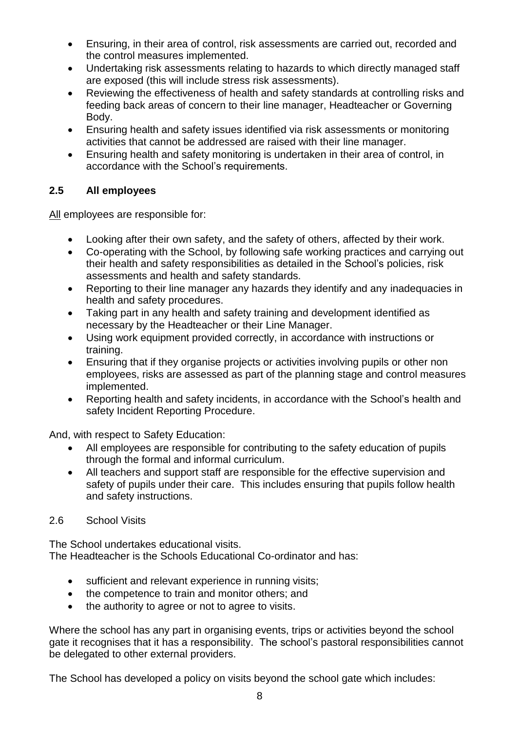- Ensuring, in their area of control, risk assessments are carried out, recorded and the control measures implemented.
- Undertaking risk assessments relating to hazards to which directly managed staff are exposed (this will include stress risk assessments).
- Reviewing the effectiveness of health and safety standards at controlling risks and feeding back areas of concern to their line manager, Headteacher or Governing Body.
- Ensuring health and safety issues identified via risk assessments or monitoring activities that cannot be addressed are raised with their line manager.
- Ensuring health and safety monitoring is undertaken in their area of control, in accordance with the School's requirements.

### 2.5 All employees

All employees are responsible for:

- Looking after their own safety, and the safety of others, affected by their work.
- Co-operating with the School, by following safe working practices and carrying out their health and safety responsibilities as detailed in the School's policies, risk assessments and health and safety standards.
- Reporting to their line manager any hazards they identify and any inadequacies in health and safety procedures.
- Taking part in any health and safety training and development identified as necessary by the Headteacher or their Line Manager.
- Using work equipment provided correctly, in accordance with instructions or training.
- Ensuring that if they organise projects or activities involving pupils or other non employees, risks are assessed as part of the planning stage and control measures implemented.
- Reporting health and safety incidents, in accordance with the School's health and safety Incident Reporting Procedure.

And, with respect to Safety Education:

- All employees are responsible for contributing to the safety education of pupils through the formal and informal curriculum.
- All teachers and support staff are responsible for the effective supervision and safety of pupils under their care. This includes ensuring that pupils follow health and safety instructions.

2.6 School Visits

The School undertakes educational visits.
The Headteacher is the Schools Educational Co-ordinator and has:

- sufficient and relevant experience in running visits;
- the competence to train and monitor others; and
- the authority to agree or not to agree to visits.

Where the school has any part in organising events, trips or activities beyond the school gate it recognises that it has a responsibility. The school's pastoral responsibilities cannot be delegated to other external providers.

The School has developed a policy on visits beyond the school gate which includes: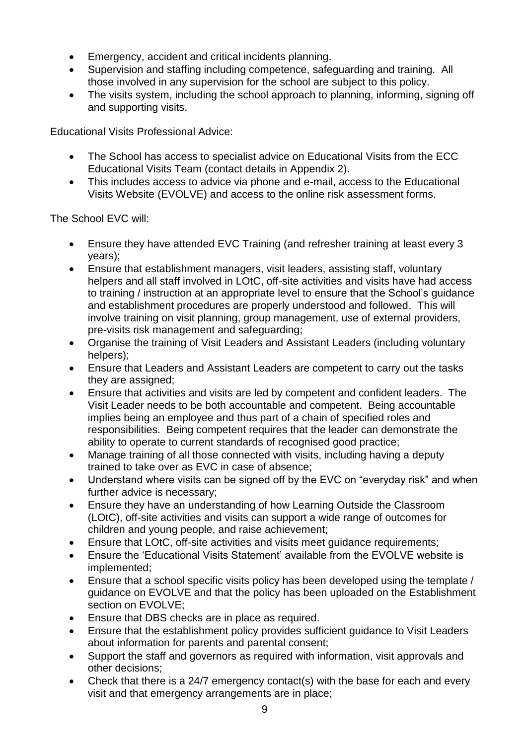- Emergency, accident and critical incidents planning.
- Supervision and staffing including competence, safeguarding and training. All those involved in any supervision for the school are subject to this policy.
- The visits system, including the school approach to planning, informing, signing off and supporting visits.

Educational Visits Professional Advice:

- The School has access to specialist advice on Educational Visits from the ECC Educational Visits Team (contact details in Appendix 2).
- This includes access to advice via phone and e-mail, access to the Educational Visits Website (EVOLVE) and access to the online risk assessment forms.

The School EVC will:

- Ensure they have attended EVC Training (and refresher training at least every 3 years);
- Ensure that establishment managers, visit leaders, assisting staff, voluntary helpers and all staff involved in LOtC, off-site activities and visits have had access to training / instruction at an appropriate level to ensure that the School's guidance and establishment procedures are properly understood and followed. This will involve training on visit planning, group management, use of external providers, pre-visits risk management and safeguarding;
- Organise the training of Visit Leaders and Assistant Leaders (including voluntary helpers);
- Ensure that Leaders and Assistant Leaders are competent to carry out the tasks they are assigned;
- Ensure that activities and visits are led by competent and confident leaders. The Visit Leader needs to be both accountable and competent. Being accountable implies being an employee and thus part of a chain of specified roles and responsibilities. Being competent requires that the leader can demonstrate the ability to operate to current standards of recognised good practice;
- Manage training of all those connected with visits, including having a deputy trained to take over as EVC in case of absence;
- Understand where visits can be signed off by the EVC on "everyday risk" and when further advice is necessary;
- Ensure they have an understanding of how Learning Outside the Classroom (LOtC), off-site activities and visits can support a wide range of outcomes for children and young people, and raise achievement;
- Ensure that LOtC, off-site activities and visits meet guidance requirements;
- Ensure the 'Educational Visits Statement' available from the EVOLVE website is implemented;
- Ensure that a school specific visits policy has been developed using the template / guidance on EVOLVE and that the policy has been uploaded on the Establishment section on EVOLVE;
- Ensure that DBS checks are in place as required.
- Ensure that the establishment policy provides sufficient guidance to Visit Leaders about information for parents and parental consent;
- Support the staff and governors as required with information, visit approvals and other decisions;
- Check that there is a 24/7 emergency contact(s) with the base for each and every visit and that emergency arrangements are in place;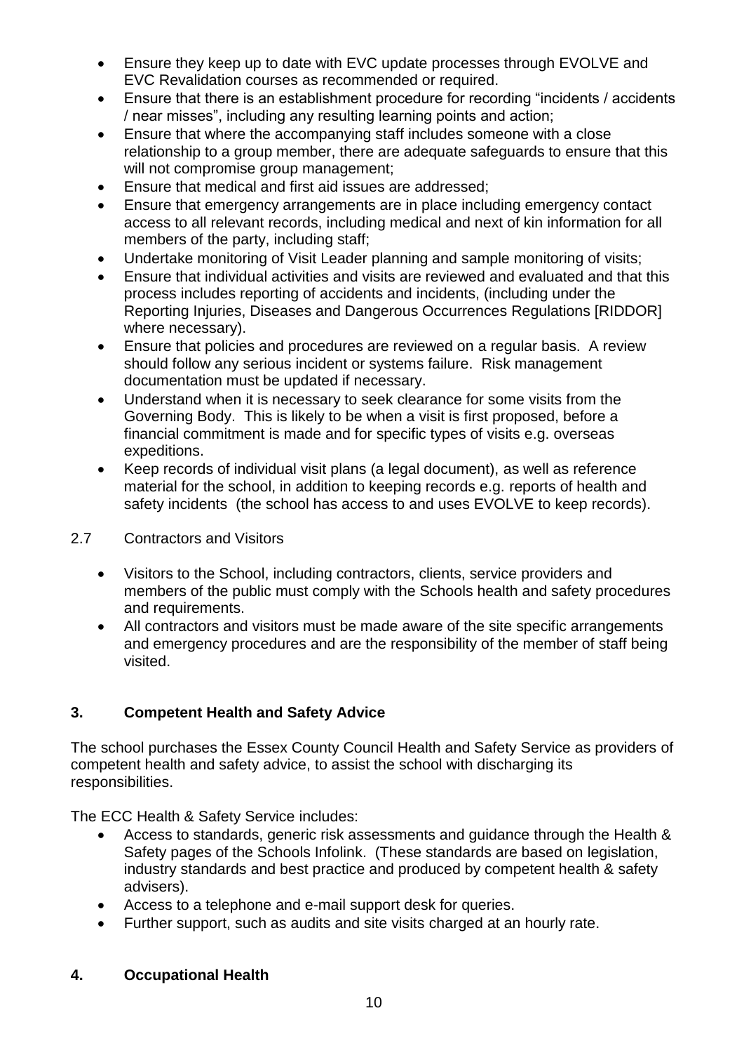- Ensure they keep up to date with EVC update processes through EVOLVE and EVC Revalidation courses as recommended or required.
- Ensure that there is an establishment procedure for recording "incidents / accidents / near misses", including any resulting learning points and action;
- Ensure that where the accompanying staff includes someone with a close relationship to a group member, there are adequate safeguards to ensure that this will not compromise group management;
- Ensure that medical and first aid issues are addressed;
- Ensure that emergency arrangements are in place including emergency contact access to all relevant records, including medical and next of kin information for all members of the party, including staff;
- Undertake monitoring of Visit Leader planning and sample monitoring of visits;
- Ensure that individual activities and visits are reviewed and evaluated and that this process includes reporting of accidents and incidents, (including under the Reporting Injuries, Diseases and Dangerous Occurrences Regulations [RIDDOR] where necessary).
- Ensure that policies and procedures are reviewed on a regular basis. A review should follow any serious incident or systems failure. Risk management documentation must be updated if necessary.
- Understand when it is necessary to seek clearance for some visits from the Governing Body. This is likely to be when a visit is first proposed, before a financial commitment is made and for specific types of visits e.g. overseas expeditions.
- Keep records of individual visit plans (a legal document), as well as reference material for the school, in addition to keeping records e.g. reports of health and safety incidents (the school has access to and uses EVOLVE to keep records).

2.7 Contractors and Visitors

- Visitors to the School, including contractors, clients, service providers and members of the public must comply with the Schools health and safety procedures and requirements.
- All contractors and visitors must be made aware of the site specific arrangements and emergency procedures and are the responsibility of the member of staff being visited.

## 3. Competent Health and Safety Advice

The school purchases the Essex County Council Health and Safety Service as providers of competent health and safety advice, to assist the school with discharging its responsibilities.

The ECC Health & Safety Service includes:

- Access to standards, generic risk assessments and guidance through the Health & Safety pages of the Schools Infolink. (These standards are based on legislation, industry standards and best practice and produced by competent health & safety advisers).
- Access to a telephone and e-mail support desk for queries.
- Further support, such as audits and site visits charged at an hourly rate.

## 4. Occupational Health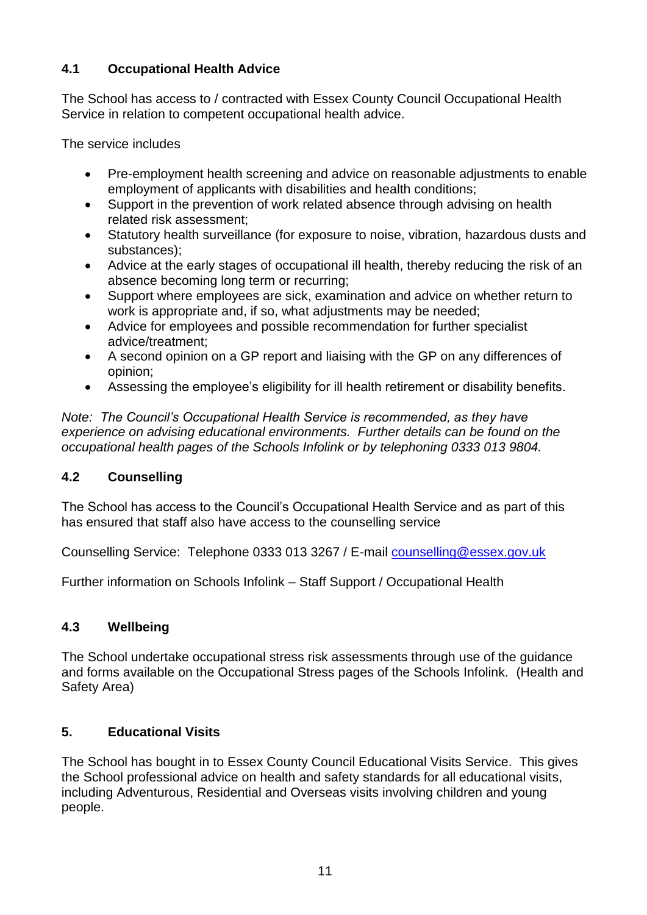### 4.1 Occupational Health Advice

The School has access to / contracted with Essex County Council Occupational Health Service in relation to competent occupational health advice.

The service includes

- Pre-employment health screening and advice on reasonable adjustments to enable employment of applicants with disabilities and health conditions;
- Support in the prevention of work related absence through advising on health related risk assessment;
- Statutory health surveillance (for exposure to noise, vibration, hazardous dusts and substances);
- Advice at the early stages of occupational ill health, thereby reducing the risk of an absence becoming long term or recurring;
- Support where employees are sick, examination and advice on whether return to work is appropriate and, if so, what adjustments may be needed;
- Advice for employees and possible recommendation for further specialist advice/treatment;
- A second opinion on a GP report and liaising with the GP on any differences of opinion;
- Assessing the employee's eligibility for ill health retirement or disability benefits.

*Note: The Council's Occupational Health Service is recommended, as they have experience on advising educational environments. Further details can be found on the occupational health pages of the Schools Infolink or by telephoning 0333 013 9804.*

### 4.2 Counselling

The School has access to the Council's Occupational Health Service and as part of this has ensured that staff also have access to the counselling service

Counselling Service: Telephone 0333 013 3267 / E-mail counselling@essex.gov.uk

Further information on Schools Infolink – Staff Support / Occupational Health

### 4.3 Wellbeing

The School undertake occupational stress risk assessments through use of the guidance and forms available on the Occupational Stress pages of the Schools Infolink. (Health and Safety Area)

## 5. Educational Visits

The School has bought in to Essex County Council Educational Visits Service. This gives the School professional advice on health and safety standards for all educational visits, including Adventurous, Residential and Overseas visits involving children and young people.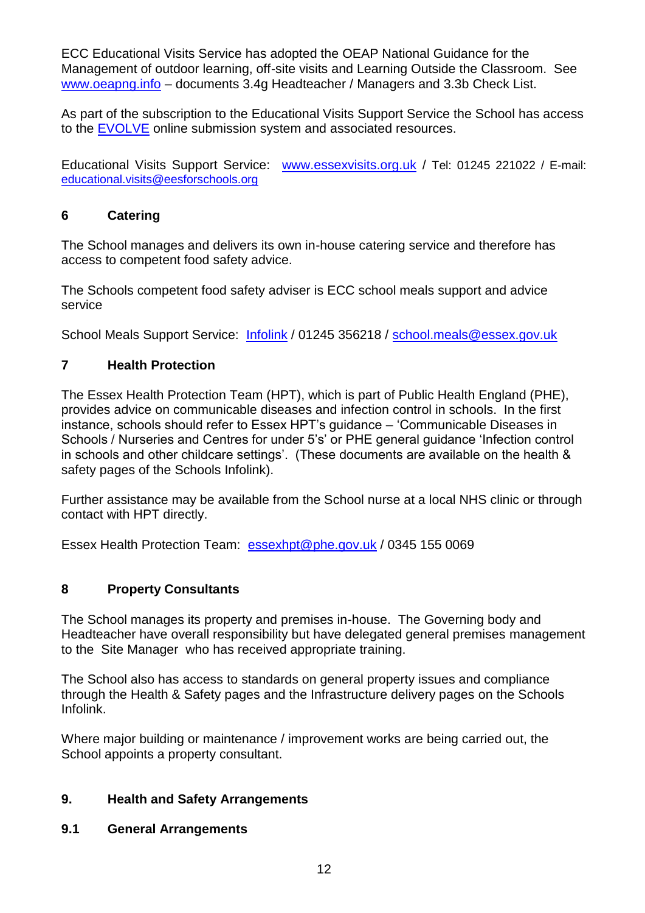ECC Educational Visits Service has adopted the OEAP National Guidance for the Management of outdoor learning, off-site visits and Learning Outside the Classroom. See www.oeapng.info – documents 3.4g Headteacher / Managers and 3.3b Check List.

As part of the subscription to the Educational Visits Support Service the School has access to the EVOLVE online submission system and associated resources.

Educational Visits Support Service: www.essexvisits.org.uk / Tel: 01245 221022 / E-mail: educational.visits@eesforschools.org

## 6 Catering

The School manages and delivers its own in-house catering service and therefore has access to competent food safety advice.

The Schools competent food safety adviser is ECC school meals support and advice service

School Meals Support Service: Infolink / 01245 356218 / school.meals@essex.gov.uk

## 7 Health Protection

The Essex Health Protection Team (HPT), which is part of Public Health England (PHE), provides advice on communicable diseases and infection control in schools. In the first instance, schools should refer to Essex HPT's guidance – 'Communicable Diseases in Schools / Nurseries and Centres for under 5's' or PHE general guidance 'Infection control in schools and other childcare settings'. (These documents are available on the health & safety pages of the Schools Infolink).

Further assistance may be available from the School nurse at a local NHS clinic or through contact with HPT directly.

Essex Health Protection Team: essexhpt@phe.gov.uk / 0345 155 0069

## 8 Property Consultants

The School manages its property and premises in-house. The Governing body and Headteacher have overall responsibility but have delegated general premises management to the Site Manager who has received appropriate training.

The School also has access to standards on general property issues and compliance through the Health & Safety pages and the Infrastructure delivery pages on the Schools Infolink.

Where major building or maintenance / improvement works are being carried out, the School appoints a property consultant.

## 9. Health and Safety Arrangements

### 9.1 General Arrangements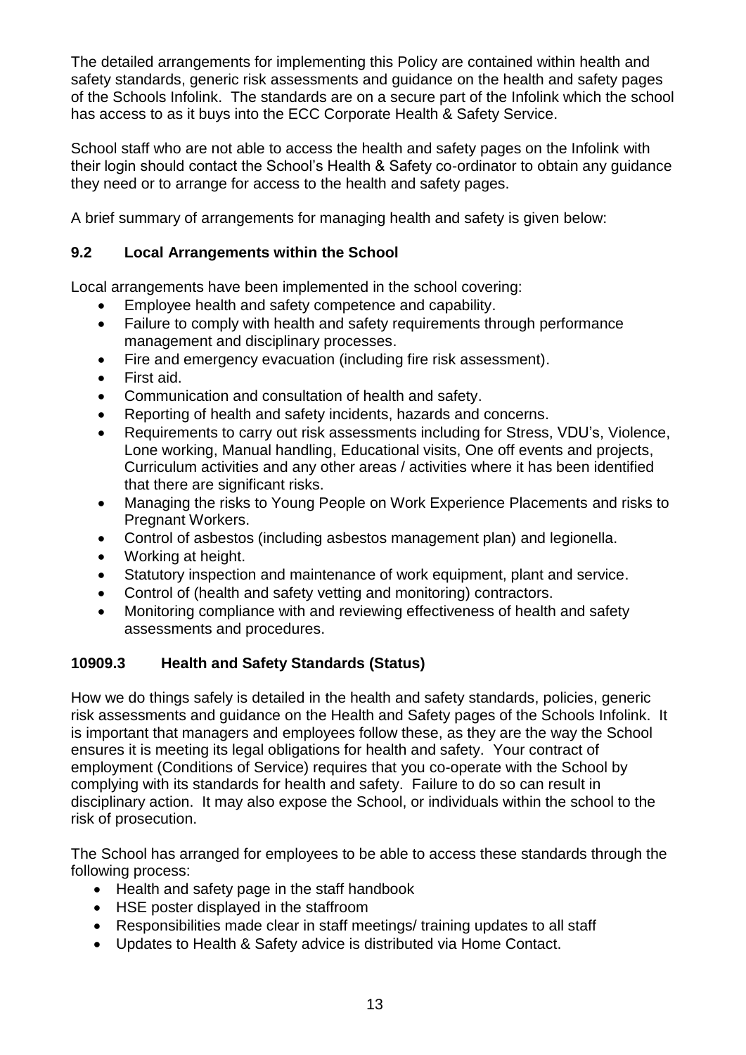The detailed arrangements for implementing this Policy are contained within health and safety standards, generic risk assessments and guidance on the health and safety pages of the Schools Infolink. The standards are on a secure part of the Infolink which the school has access to as it buys into the ECC Corporate Health & Safety Service.

School staff who are not able to access the health and safety pages on the Infolink with their login should contact the School's Health & Safety co-ordinator to obtain any guidance they need or to arrange for access to the health and safety pages.

A brief summary of arrangements for managing health and safety is given below:

### 9.2 Local Arrangements within the School

Local arrangements have been implemented in the school covering:

- Employee health and safety competence and capability.
- Failure to comply with health and safety requirements through performance management and disciplinary processes.
- Fire and emergency evacuation (including fire risk assessment).
- First aid.
- Communication and consultation of health and safety.
- Reporting of health and safety incidents, hazards and concerns.
- Requirements to carry out risk assessments including for Stress, VDU's, Violence, Lone working, Manual handling, Educational visits, One off events and projects, Curriculum activities and any other areas / activities where it has been identified that there are significant risks.
- Managing the risks to Young People on Work Experience Placements and risks to Pregnant Workers.
- Control of asbestos (including asbestos management plan) and legionella.
- Working at height.
- Statutory inspection and maintenance of work equipment, plant and service.
- Control of (health and safety vetting and monitoring) contractors.
- Monitoring compliance with and reviewing effectiveness of health and safety assessments and procedures.

### 10909.3 Health and Safety Standards (Status)

How we do things safely is detailed in the health and safety standards, policies, generic risk assessments and guidance on the Health and Safety pages of the Schools Infolink. It is important that managers and employees follow these, as they are the way the School ensures it is meeting its legal obligations for health and safety. Your contract of employment (Conditions of Service) requires that you co-operate with the School by complying with its standards for health and safety. Failure to do so can result in disciplinary action. It may also expose the School, or individuals within the school to the risk of prosecution.

The School has arranged for employees to be able to access these standards through the following process:

- Health and safety page in the staff handbook
- HSE poster displayed in the staffroom
- Responsibilities made clear in staff meetings/ training updates to all staff
- Updates to Health & Safety advice is distributed via Home Contact.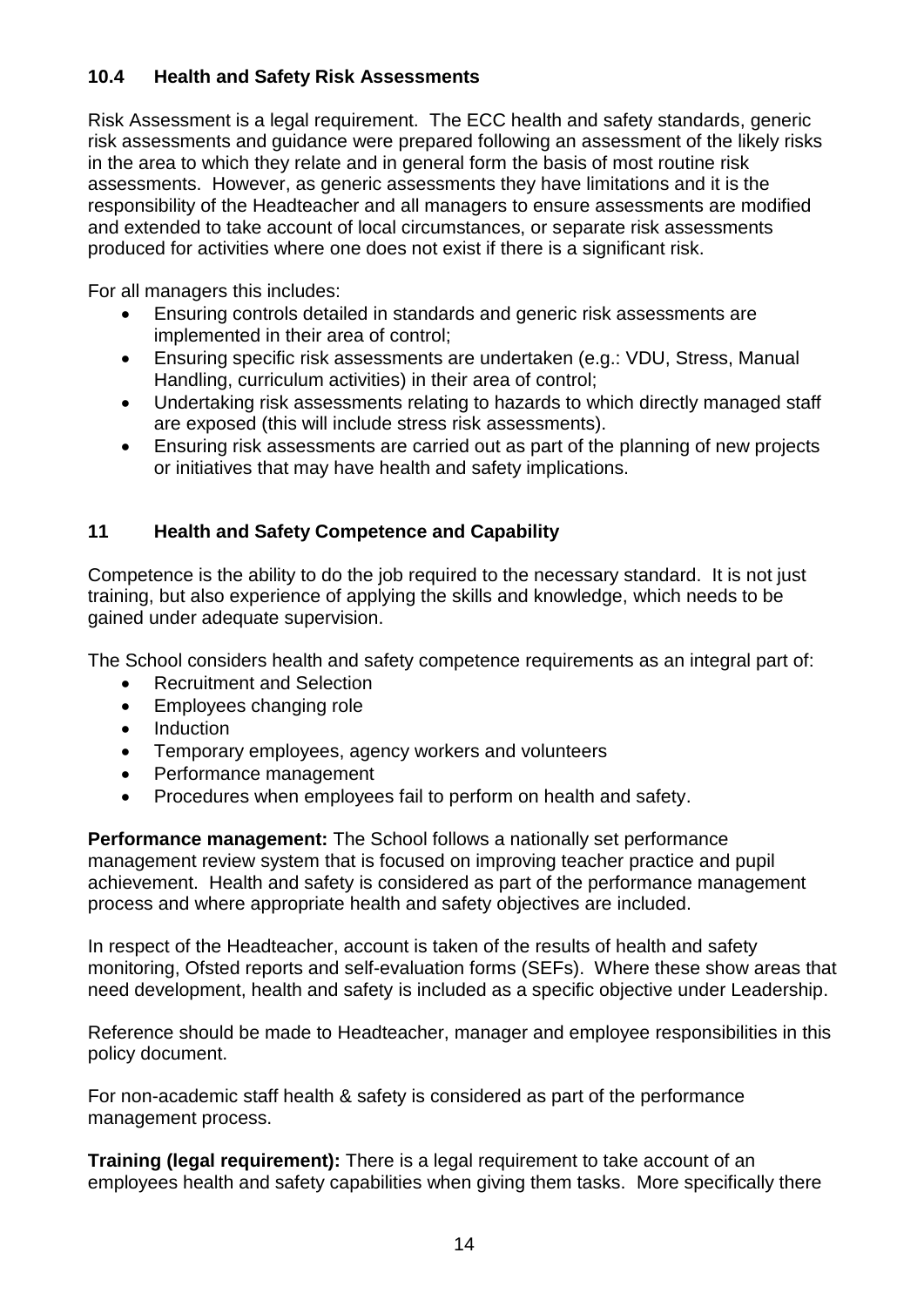### 10.4 Health and Safety Risk Assessments

Risk Assessment is a legal requirement. The ECC health and safety standards, generic risk assessments and guidance were prepared following an assessment of the likely risks in the area to which they relate and in general form the basis of most routine risk assessments. However, as generic assessments they have limitations and it is the responsibility of the Headteacher and all managers to ensure assessments are modified and extended to take account of local circumstances, or separate risk assessments produced for activities where one does not exist if there is a significant risk.

For all managers this includes:

- Ensuring controls detailed in standards and generic risk assessments are implemented in their area of control;
- Ensuring specific risk assessments are undertaken (e.g.: VDU, Stress, Manual Handling, curriculum activities) in their area of control;
- Undertaking risk assessments relating to hazards to which directly managed staff are exposed (this will include stress risk assessments).
- Ensuring risk assessments are carried out as part of the planning of new projects or initiatives that may have health and safety implications.

## 11 Health and Safety Competence and Capability

Competence is the ability to do the job required to the necessary standard. It is not just training, but also experience of applying the skills and knowledge, which needs to be gained under adequate supervision.

The School considers health and safety competence requirements as an integral part of:

- Recruitment and Selection
- Employees changing role
- Induction
- Temporary employees, agency workers and volunteers
- Performance management
- Procedures when employees fail to perform on health and safety.

**Performance management:** The School follows a nationally set performance management review system that is focused on improving teacher practice and pupil achievement. Health and safety is considered as part of the performance management process and where appropriate health and safety objectives are included.

In respect of the Headteacher, account is taken of the results of health and safety monitoring, Ofsted reports and self-evaluation forms (SEFs). Where these show areas that need development, health and safety is included as a specific objective under Leadership.

Reference should be made to Headteacher, manager and employee responsibilities in this policy document.

For non-academic staff health & safety is considered as part of the performance management process.

**Training (legal requirement):** There is a legal requirement to take account of an employees health and safety capabilities when giving them tasks. More specifically there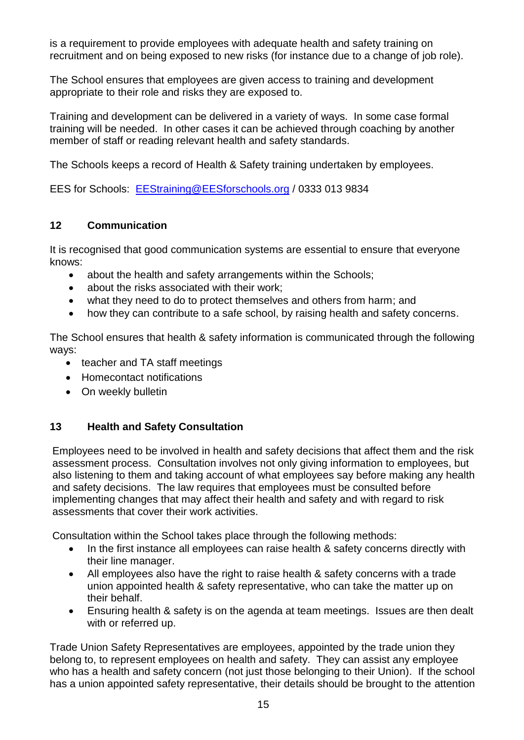is a requirement to provide employees with adequate health and safety training on recruitment and on being exposed to new risks (for instance due to a change of job role).

The School ensures that employees are given access to training and development appropriate to their role and risks they are exposed to.

Training and development can be delivered in a variety of ways. In some case formal training will be needed. In other cases it can be achieved through coaching by another member of staff or reading relevant health and safety standards.

The Schools keeps a record of Health & Safety training undertaken by employees.

EES for Schools: [EEStraining@EESforschools.org](mailto:EEStraining@EESforschools.org) / 0333 013 9834

## 12 Communication

It is recognised that good communication systems are essential to ensure that everyone knows:

- about the health and safety arrangements within the Schools;
- about the risks associated with their work;
- what they need to do to protect themselves and others from harm; and
- how they can contribute to a safe school, by raising health and safety concerns.

The School ensures that health & safety information is communicated through the following ways:

- teacher and TA staff meetings
- Homecontact notifications
- On weekly bulletin

## 13 Health and Safety Consultation

Employees need to be involved in health and safety decisions that affect them and the risk assessment process. Consultation involves not only giving information to employees, but also listening to them and taking account of what employees say before making any health and safety decisions. The law requires that employees must be consulted before implementing changes that may affect their health and safety and with regard to risk assessments that cover their work activities.

Consultation within the School takes place through the following methods:

- In the first instance all employees can raise health & safety concerns directly with their line manager.
- All employees also have the right to raise health & safety concerns with a trade union appointed health & safety representative, who can take the matter up on their behalf.
- Ensuring health & safety is on the agenda at team meetings. Issues are then dealt with or referred up.

Trade Union Safety Representatives are employees, appointed by the trade union they belong to, to represent employees on health and safety. They can assist any employee who has a health and safety concern (not just those belonging to their Union). If the school has a union appointed safety representative, their details should be brought to the attention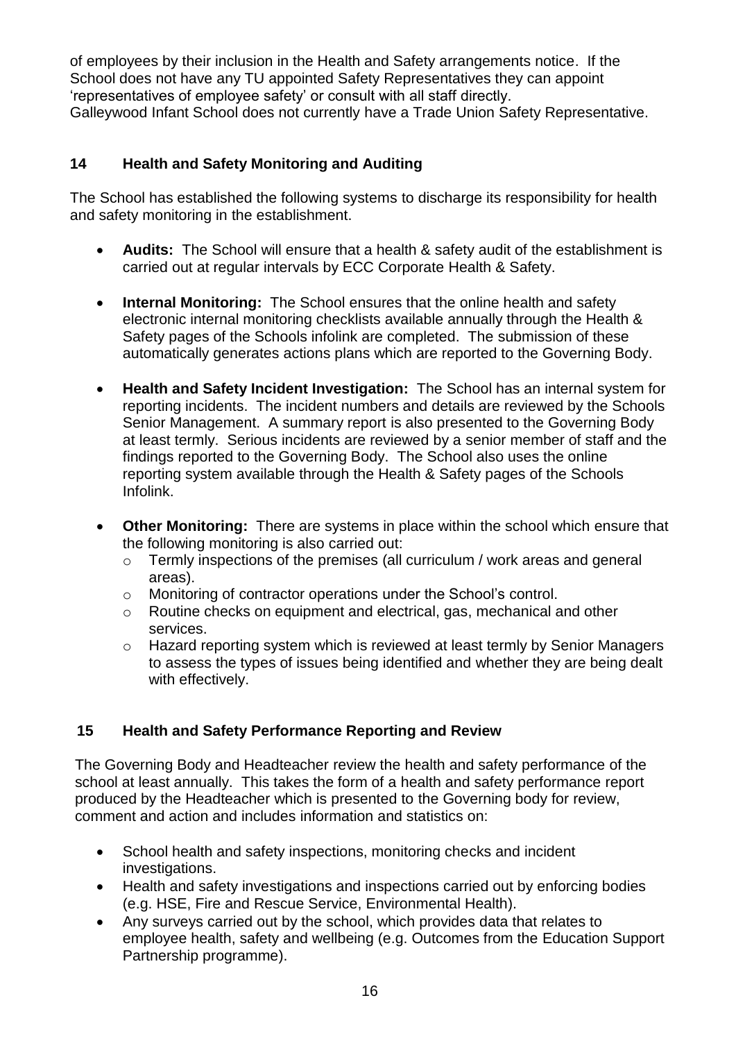of employees by their inclusion in the Health and Safety arrangements notice. If the School does not have any TU appointed Safety Representatives they can appoint 'representatives of employee safety' or consult with all staff directly.
Galleywood Infant School does not currently have a Trade Union Safety Representative.

## 14 Health and Safety Monitoring and Auditing

The School has established the following systems to discharge its responsibility for health and safety monitoring in the establishment.

- **Audits:** The School will ensure that a health & safety audit of the establishment is carried out at regular intervals by ECC Corporate Health & Safety.

- **Internal Monitoring:** The School ensures that the online health and safety electronic internal monitoring checklists available annually through the Health & Safety pages of the Schools infolink are completed. The submission of these automatically generates actions plans which are reported to the Governing Body.

- **Health and Safety Incident Investigation:** The School has an internal system for reporting incidents. The incident numbers and details are reviewed by the Schools Senior Management. A summary report is also presented to the Governing Body at least termly. Serious incidents are reviewed by a senior member of staff and the findings reported to the Governing Body. The School also uses the online reporting system available through the Health & Safety pages of the Schools Infolink.

- **Other Monitoring:** There are systems in place within the school which ensure that the following monitoring is also carried out:
  - Termly inspections of the premises (all curriculum / work areas and general areas).
  - Monitoring of contractor operations under the School's control.
  - Routine checks on equipment and electrical, gas, mechanical and other services.
  - Hazard reporting system which is reviewed at least termly by Senior Managers to assess the types of issues being identified and whether they are being dealt with effectively.

## 15 Health and Safety Performance Reporting and Review

The Governing Body and Headteacher review the health and safety performance of the school at least annually. This takes the form of a health and safety performance report produced by the Headteacher which is presented to the Governing body for review, comment and action and includes information and statistics on:

- School health and safety inspections, monitoring checks and incident investigations.
- Health and safety investigations and inspections carried out by enforcing bodies (e.g. HSE, Fire and Rescue Service, Environmental Health).
- Any surveys carried out by the school, which provides data that relates to employee health, safety and wellbeing (e.g. Outcomes from the Education Support Partnership programme).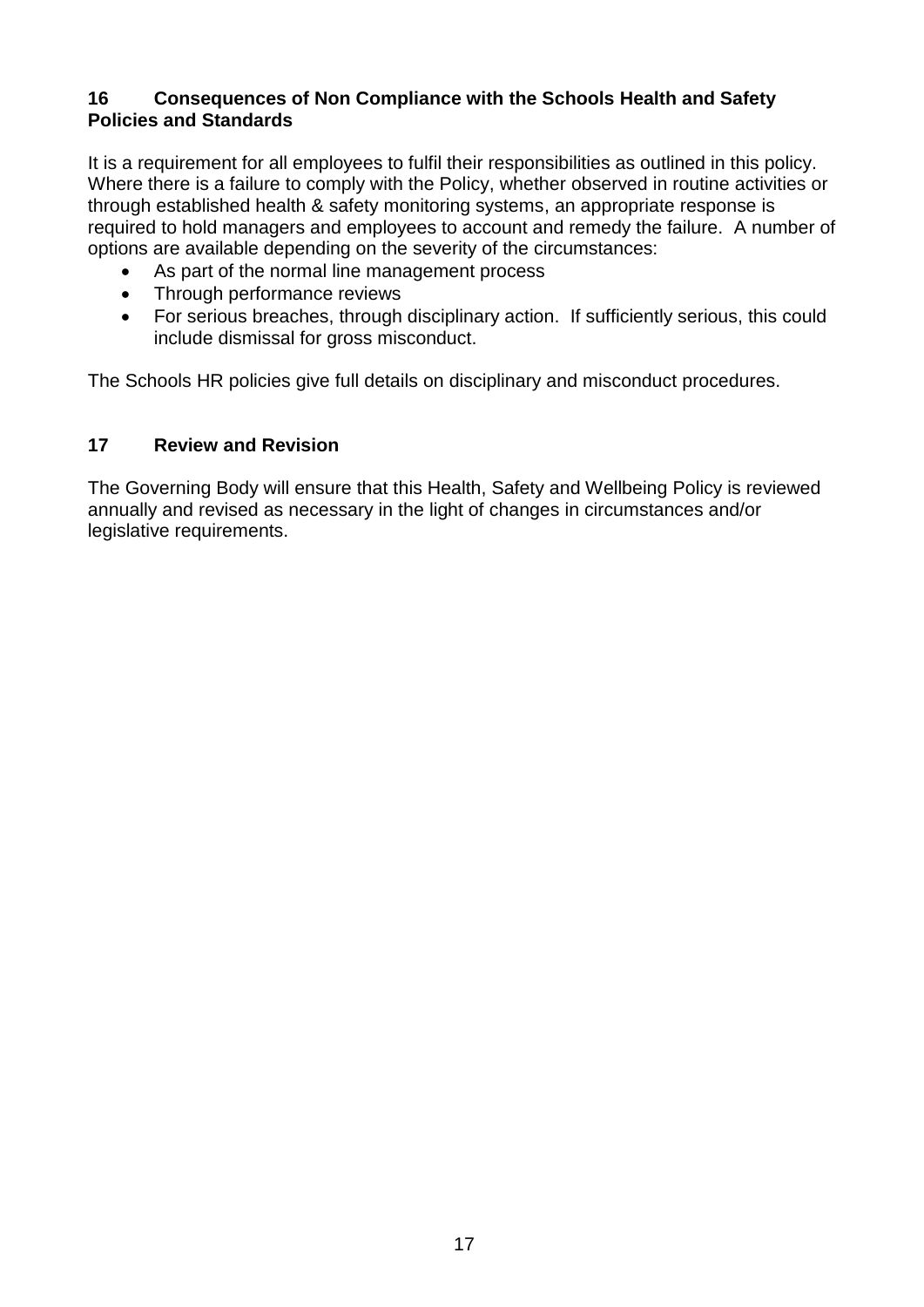## 16 Consequences of Non Compliance with the Schools Health and Safety Policies and Standards

It is a requirement for all employees to fulfil their responsibilities as outlined in this policy. Where there is a failure to comply with the Policy, whether observed in routine activities or through established health & safety monitoring systems, an appropriate response is required to hold managers and employees to account and remedy the failure. A number of options are available depending on the severity of the circumstances:

- As part of the normal line management process
- Through performance reviews
- For serious breaches, through disciplinary action. If sufficiently serious, this could include dismissal for gross misconduct.

The Schools HR policies give full details on disciplinary and misconduct procedures.

## 17 Review and Revision

The Governing Body will ensure that this Health, Safety and Wellbeing Policy is reviewed annually and revised as necessary in the light of changes in circumstances and/or legislative requirements.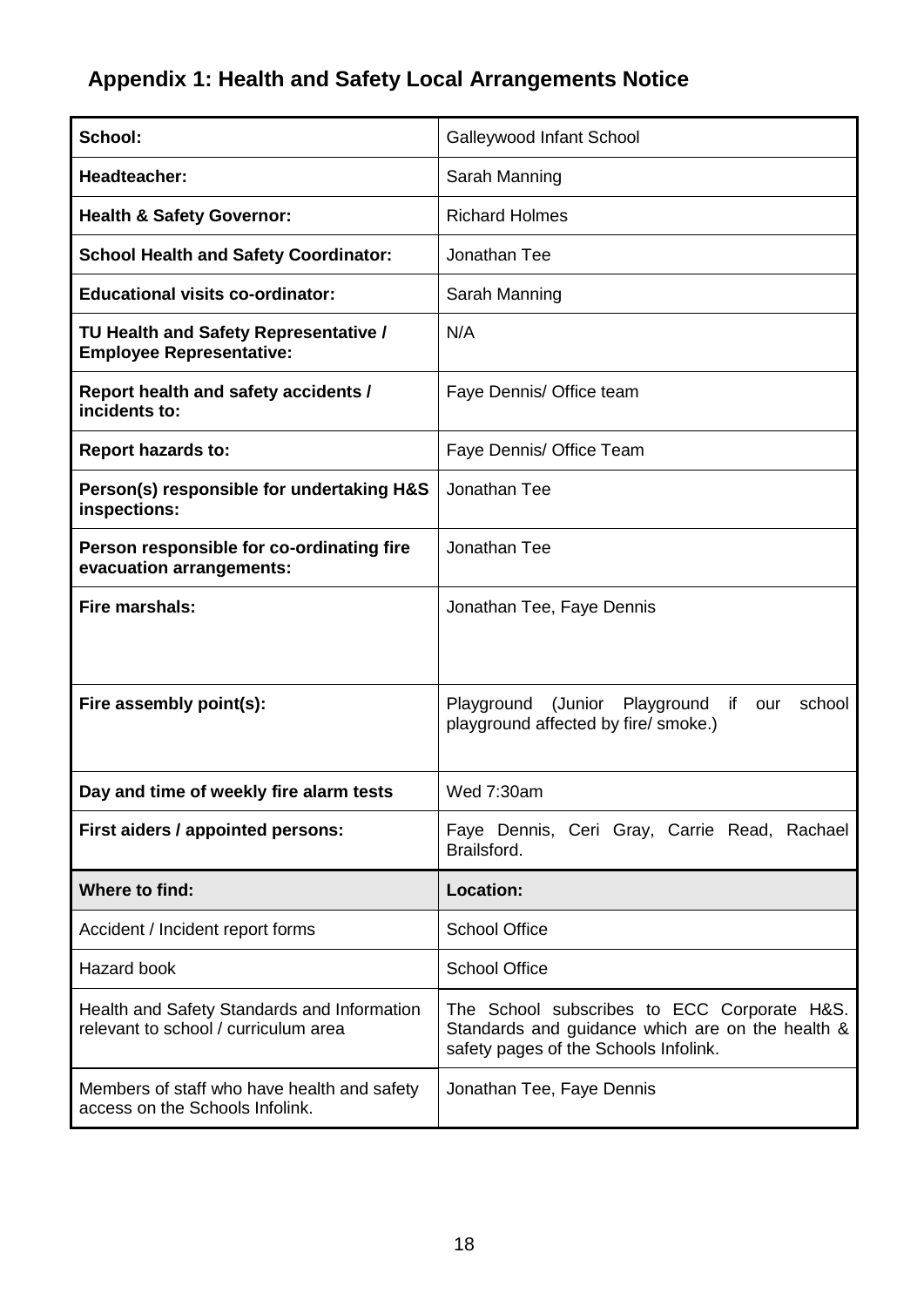## Appendix 1: Health and Safety Local Arrangements Notice

| **School:** | Galleywood Infant School |
|---|---|
| **Headteacher:** | Sarah Manning |
| **Health & Safety Governor:** | Richard Holmes |
| **School Health and Safety Coordinator:** | Jonathan Tee |
| **Educational visits co-ordinator:** | Sarah Manning |
| **TU Health and Safety Representative / Employee Representative:** | N/A |
| **Report health and safety accidents / incidents to:** | Faye Dennis/ Office team |
| **Report hazards to:** | Faye Dennis/ Office Team |
| **Person(s) responsible for undertaking H&S inspections:** | Jonathan Tee |
| **Person responsible for co-ordinating fire evacuation arrangements:** | Jonathan Tee |
| **Fire marshals:** | Jonathan Tee, Faye Dennis |
| **Fire assembly point(s):** | Playground (Junior Playground if our school playground affected by fire/ smoke.) |
| **Day and time of weekly fire alarm tests** | Wed 7:30am |
| **First aiders / appointed persons:** | Faye Dennis, Ceri Gray, Carrie Read, Rachael Brailsford. |
| **Where to find:** | **Location:** |
| Accident / Incident report forms | School Office |
| Hazard book | School Office |
| Health and Safety Standards and Information relevant to school / curriculum area | The School subscribes to ECC Corporate H&S. Standards and guidance which are on the health & safety pages of the Schools Infolink. |
| Members of staff who have health and safety access on the Schools Infolink. | Jonathan Tee, Faye Dennis |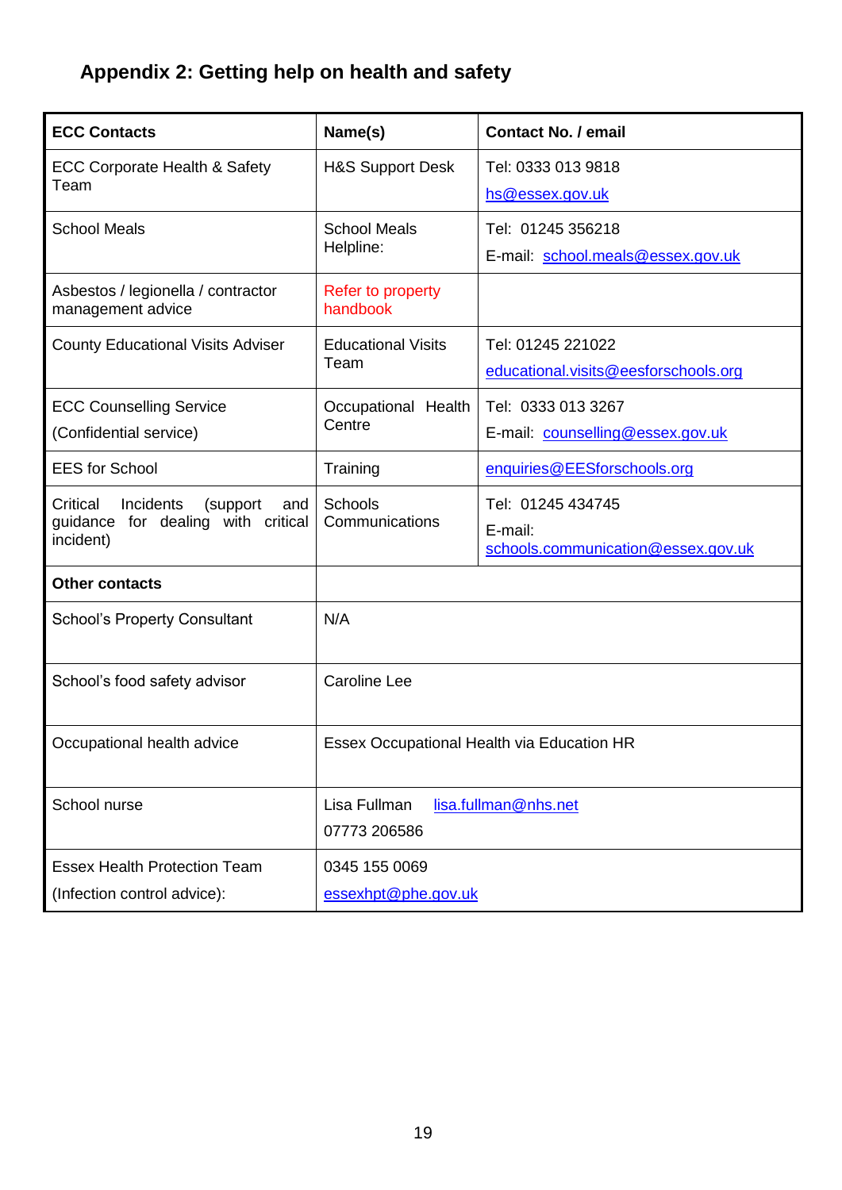## Appendix 2: Getting help on health and safety

| ECC Contacts | Name(s) | Contact No. / email |
|---|---|---|
| ECC Corporate Health & Safety Team | H&S Support Desk | Tel: 0333 013 9818<br>hs@essex.gov.uk |
| School Meals | School Meals Helpline: | Tel: 01245 356218<br>E-mail: school.meals@essex.gov.uk |
| Asbestos / legionella / contractor management advice | Refer to property handbook | |
| County Educational Visits Adviser | Educational Visits Team | Tel: 01245 221022<br>educational.visits@eesforschools.org |
| ECC Counselling Service<br>(Confidential service) | Occupational Health Centre | Tel: 0333 013 3267<br>E-mail: counselling@essex.gov.uk |
| EES for School | Training | enquiries@EESforschools.org |
| Critical Incidents (support and guidance for dealing with critical incident) | Schools Communications | Tel: 01245 434745<br>E-mail: schools.communication@essex.gov.uk |
| **Other contacts** | | |
| School's Property Consultant | N/A | |
| School's food safety advisor | Caroline Lee | |
| Occupational health advice | Essex Occupational Health via Education HR | |
| School nurse | Lisa Fullman lisa.fullman@nhs.net<br>07773 206586 | |
| Essex Health Protection Team<br>(Infection control advice): | 0345 155 0069<br>essexhpt@phe.gov.uk | |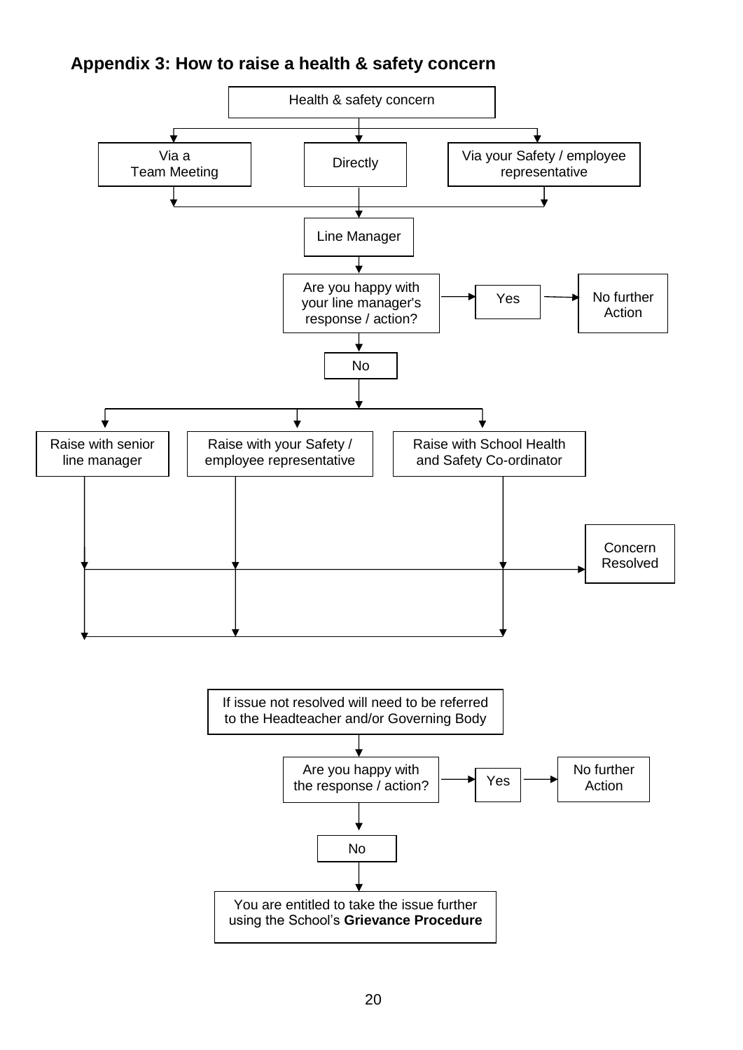## Appendix 3: How to raise a health & safety concern

Health & safety concern

Via a Team Meeting

Directly

Via your Safety / employee representative

Line Manager

Are you happy with your line manager's response / action?

Yes

No further Action

No

Raise with senior line manager

Raise with your Safety / employee representative

Raise with School Health and Safety Co-ordinator

Concern Resolved

If issue not resolved will need to be referred to the Headteacher and/or Governing Body

Are you happy with the response / action?

Yes

No further Action

No

You are entitled to take the issue further using the School's **Grievance Procedure**